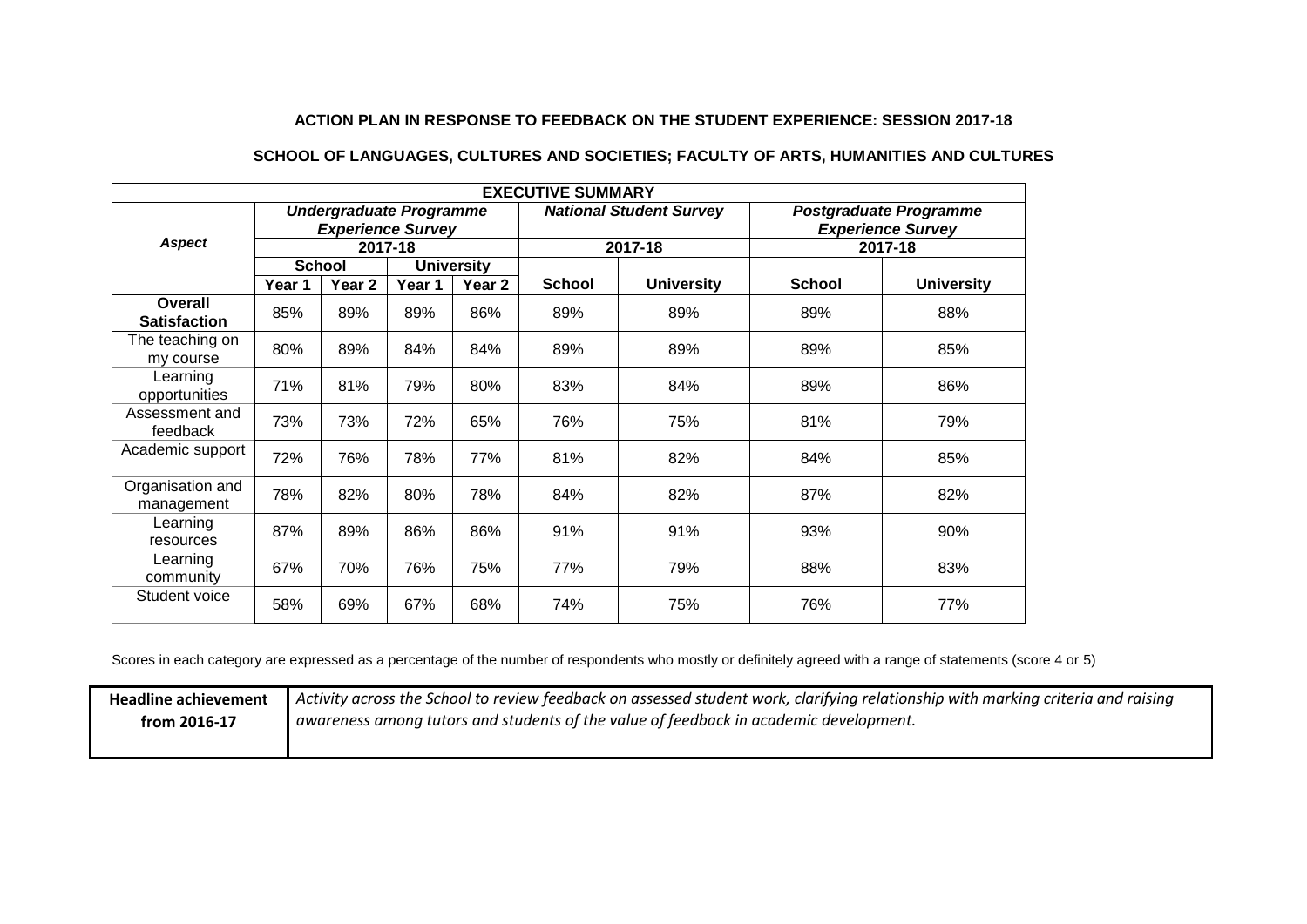**ACTION PLAN IN RESPONSE TO FEEDBACK ON THE STUDENT EXPERIENCE: SESSION 2017-18**

**SCHOOL OF LANGUAGES, CULTURES AND SOCIETIES; FACULTY OF ARTS, HUMANITIES AND CULTURES**

| **EXECUTIVE SUMMARY** | | | | | | | | |
|---|---|---|---|---|---|---|---|---|
| ***Aspect*** | ***Undergraduate Programme Experience Survey*** | | | | ***National Student Survey*** | | ***Postgraduate Programme Experience Survey*** | |
| | **2017-18** | | | | **2017-18** | | **2017-18** | |
| | **School** | | **University** | | | | | |
| | **Year 1** | **Year 2** | **Year 1** | **Year 2** | **School** | **University** | **School** | **University** |
| **Overall Satisfaction** | 85% | 89% | 89% | 86% | 89% | 89% | 89% | 88% |
| The teaching on my course | 80% | 89% | 84% | 84% | 89% | 89% | 89% | 85% |
| Learning opportunities | 71% | 81% | 79% | 80% | 83% | 84% | 89% | 86% |
| Assessment and feedback | 73% | 73% | 72% | 65% | 76% | 75% | 81% | 79% |
| Academic support | 72% | 76% | 78% | 77% | 81% | 82% | 84% | 85% |
| Organisation and management | 78% | 82% | 80% | 78% | 84% | 82% | 87% | 82% |
| Learning resources | 87% | 89% | 86% | 86% | 91% | 91% | 93% | 90% |
| Learning community | 67% | 70% | 76% | 75% | 77% | 79% | 88% | 83% |
| Student voice | 58% | 69% | 67% | 68% | 74% | 75% | 76% | 77% |

Scores in each category are expressed as a percentage of the number of respondents who mostly or definitely agreed with a range of statements (score 4 or 5)

| **Headline achievement from 2016-17** | *Activity across the School to review feedback on assessed student work, clarifying relationship with marking criteria and raising awareness among tutors and students of the value of feedback in academic development.* |
|---|---|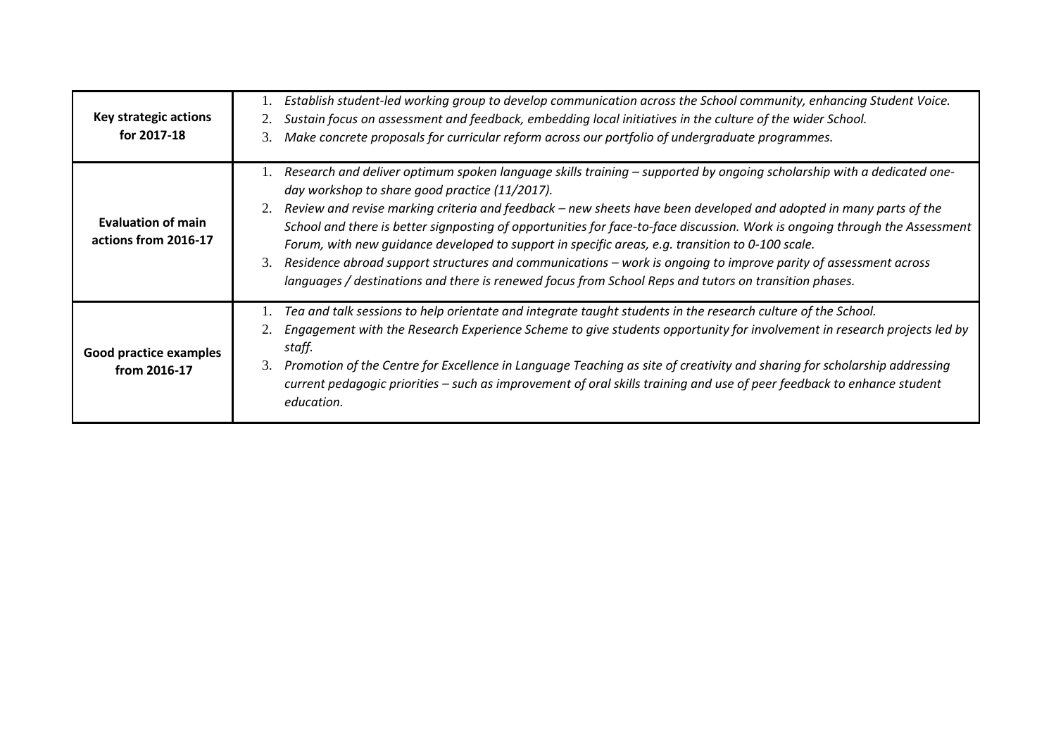| | |
|---|---|
| **Key strategic actions for 2017-18** | 1. *Establish student-led working group to develop communication across the School community, enhancing Student Voice.*<br>2. *Sustain focus on assessment and feedback, embedding local initiatives in the culture of the wider School.*<br>3. *Make concrete proposals for curricular reform across our portfolio of undergraduate programmes.* |
| **Evaluation of main actions from 2016-17** | 1. *Research and deliver optimum spoken language skills training – supported by ongoing scholarship with a dedicated one-day workshop to share good practice (11/2017).*<br>2. *Review and revise marking criteria and feedback – new sheets have been developed and adopted in many parts of the School and there is better signposting of opportunities for face-to-face discussion. Work is ongoing through the Assessment Forum, with new guidance developed to support in specific areas, e.g. transition to 0-100 scale.*<br>3. *Residence abroad support structures and communications – work is ongoing to improve parity of assessment across languages / destinations and there is renewed focus from School Reps and tutors on transition phases.* |
| **Good practice examples from 2016-17** | 1. *Tea and talk sessions to help orientate and integrate taught students in the research culture of the School.*<br>2. *Engagement with the Research Experience Scheme to give students opportunity for involvement in research projects led by staff.*<br>3. *Promotion of the Centre for Excellence in Language Teaching as site of creativity and sharing for scholarship addressing current pedagogic priorities – such as improvement of oral skills training and use of peer feedback to enhance student education.* |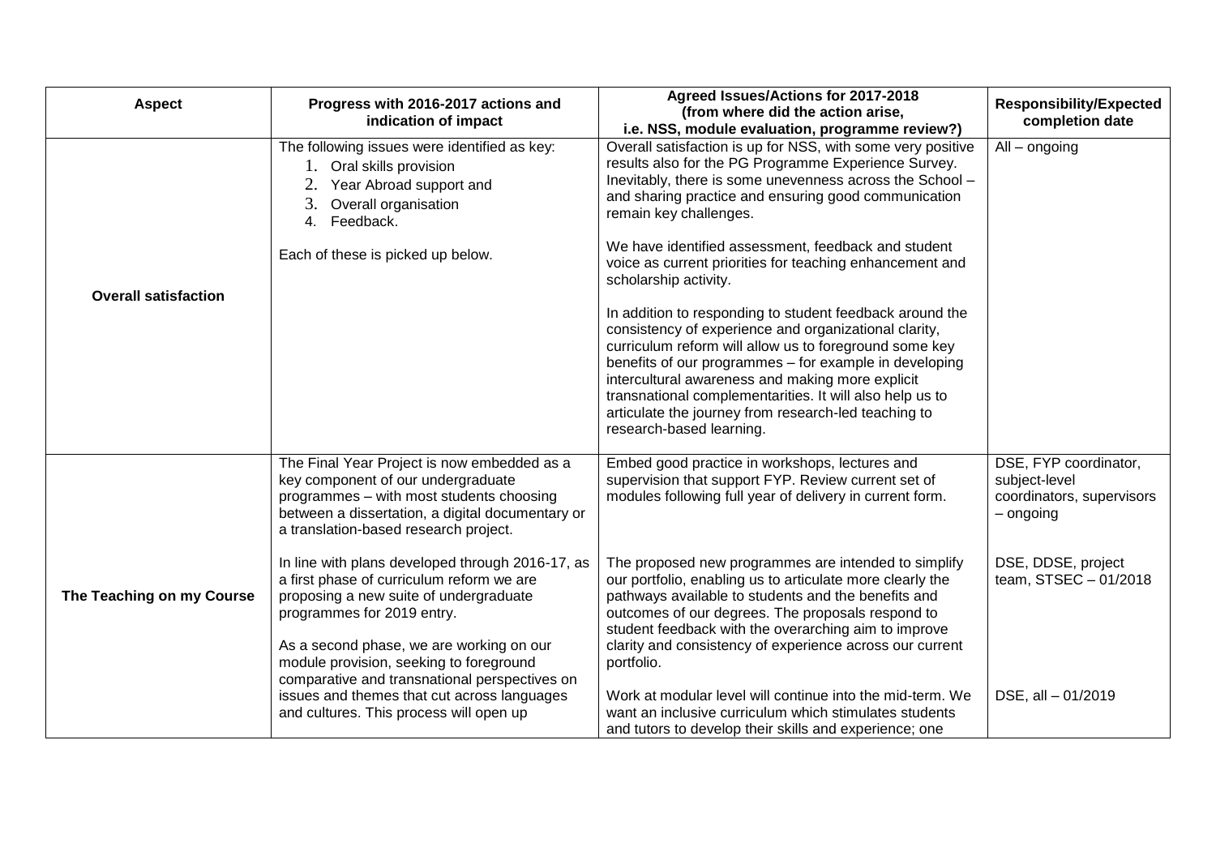| Aspect | Progress with 2016-2017 actions and indication of impact | Agreed Issues/Actions for 2017-2018 (from where did the action arise, i.e. NSS, module evaluation, programme review?) | Responsibility/Expected completion date |
|---|---|---|---|
| **Overall satisfaction** | The following issues were identified as key: 1. Oral skills provision 2. Year Abroad support and 3. Overall organisation 4. Feedback. <br><br> Each of these is picked up below. | Overall satisfaction is up for NSS, with some very positive results also for the PG Programme Experience Survey. Inevitably, there is some unevenness across the School – and sharing practice and ensuring good communication remain key challenges. <br><br> We have identified assessment, feedback and student voice as current priorities for teaching enhancement and scholarship activity. <br><br> In addition to responding to student feedback around the consistency of experience and organizational clarity, curriculum reform will allow us to foreground some key benefits of our programmes – for example in developing intercultural awareness and making more explicit transnational complementarities. It will also help us to articulate the journey from research-led teaching to research-based learning. | All – ongoing |
| **The Teaching on my Course** | The Final Year Project is now embedded as a key component of our undergraduate programmes – with most students choosing between a dissertation, a digital documentary or a translation-based research project. | Embed good practice in workshops, lectures and supervision that support FYP. Review current set of modules following full year of delivery in current form. | DSE, FYP coordinator, subject-level coordinators, supervisors – ongoing |
| | In line with plans developed through 2016-17, as a first phase of curriculum reform we are proposing a new suite of undergraduate programmes for 2019 entry. | The proposed new programmes are intended to simplify our portfolio, enabling us to articulate more clearly the pathways available to students and the benefits and outcomes of our degrees. The proposals respond to student feedback with the overarching aim to improve clarity and consistency of experience across our current portfolio. | DSE, DDSE, project team, STSEC – 01/2018 |
| | As a second phase, we are working on our module provision, seeking to foreground comparative and transnational perspectives on issues and themes that cut across languages and cultures. This process will open up | Work at modular level will continue into the mid-term. We want an inclusive curriculum which stimulates students and tutors to develop their skills and experience; one | DSE, all – 01/2019 |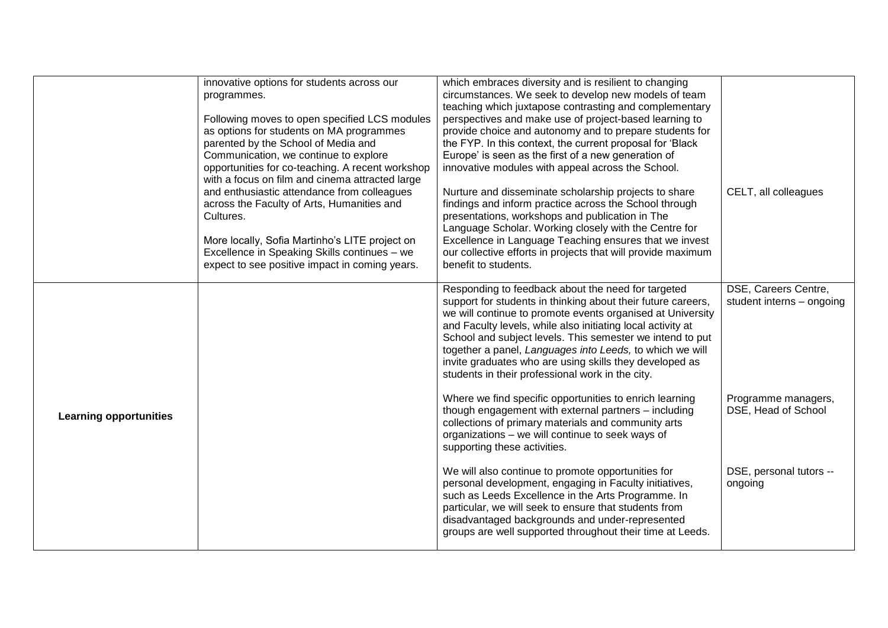| | | | |
|---|---|---|---|
| | innovative options for students across our programmes.<br><br>Following moves to open specified LCS modules as options for students on MA programmes parented by the School of Media and Communication, we continue to explore opportunities for co-teaching. A recent workshop with a focus on film and cinema attracted large and enthusiastic attendance from colleagues across the Faculty of Arts, Humanities and Cultures.<br><br>More locally, Sofia Martinho's LITE project on Excellence in Speaking Skills continues – we expect to see positive impact in coming years. | which embraces diversity and is resilient to changing circumstances. We seek to develop new models of team teaching which juxtapose contrasting and complementary perspectives and make use of project-based learning to provide choice and autonomy and to prepare students for the FYP. In this context, the current proposal for 'Black Europe' is seen as the first of a new generation of innovative modules with appeal across the School.<br><br>Nurture and disseminate scholarship projects to share findings and inform practice across the School through presentations, workshops and publication in The Language Scholar. Working closely with the Centre for Excellence in Language Teaching ensures that we invest our collective efforts in projects that will provide maximum benefit to students. | CELT, all colleagues |
| **Learning opportunities** | | Responding to feedback about the need for targeted support for students in thinking about their future careers, we will continue to promote events organised at University and Faculty levels, while also initiating local activity at School and subject levels. This semester we intend to put together a panel, *Languages into Leeds,* to which we will invite graduates who are using skills they developed as students in their professional work in the city.<br><br>Where we find specific opportunities to enrich learning though engagement with external partners – including collections of primary materials and community arts organizations – we will continue to seek ways of supporting these activities.<br><br>We will also continue to promote opportunities for personal development, engaging in Faculty initiatives, such as Leeds Excellence in the Arts Programme. In particular, we will seek to ensure that students from disadvantaged backgrounds and under-represented groups are well supported throughout their time at Leeds. | DSE, Careers Centre, student interns – ongoing<br><br>Programme managers, DSE, Head of School<br><br>DSE, personal tutors -- ongoing |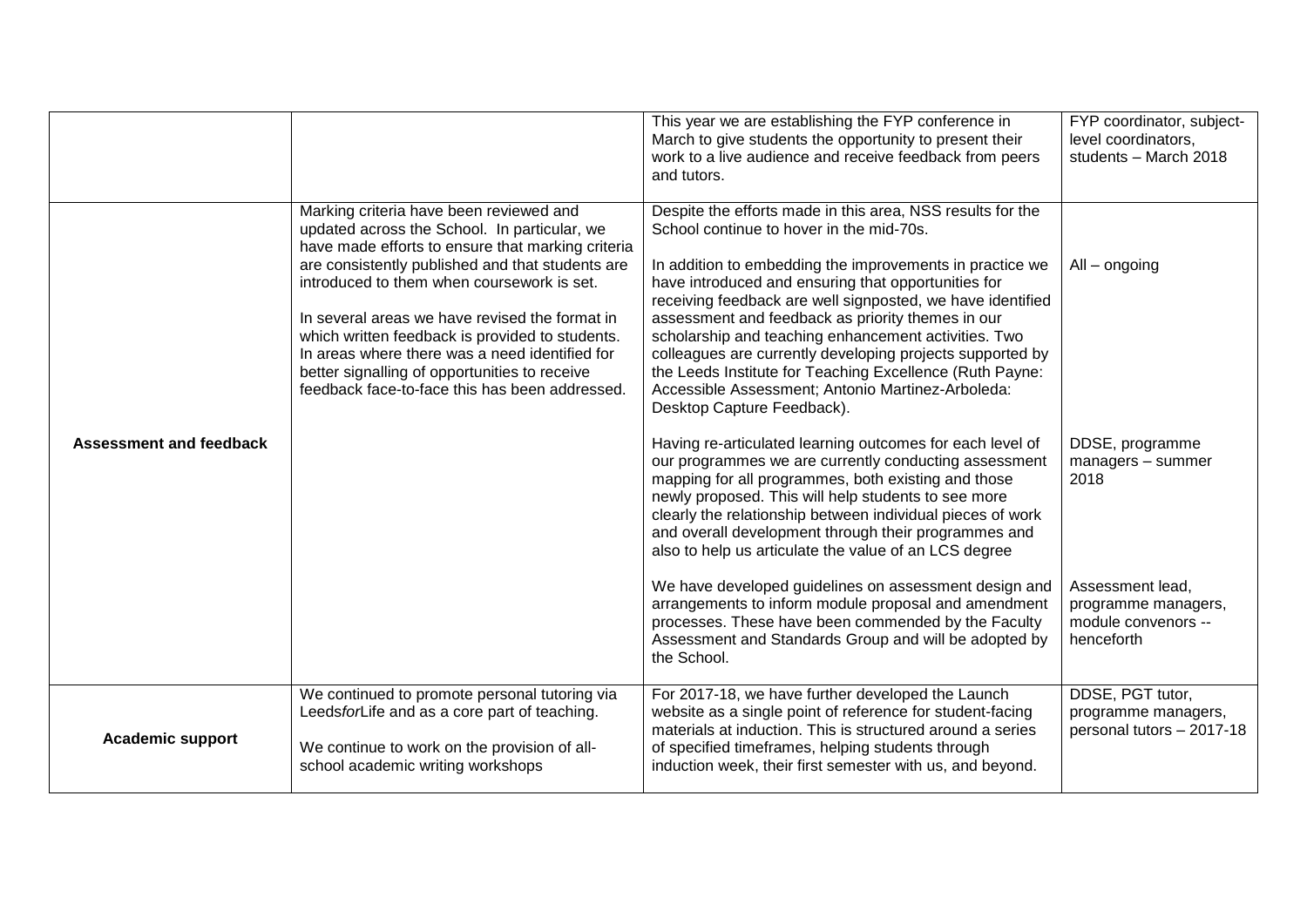| | | | |
|---|---|---|---|
| | | This year we are establishing the FYP conference in March to give students the opportunity to present their work to a live audience and receive feedback from peers and tutors. | FYP coordinator, subject-level coordinators, students – March 2018 |
| **Assessment and feedback** | Marking criteria have been reviewed and updated across the School. In particular, we have made efforts to ensure that marking criteria are consistently published and that students are introduced to them when coursework is set.<br><br>In several areas we have revised the format in which written feedback is provided to students. In areas where there was a need identified for better signalling of opportunities to receive feedback face-to-face this has been addressed. | Despite the efforts made in this area, NSS results for the School continue to hover in the mid-70s.<br><br>In addition to embedding the improvements in practice we have introduced and ensuring that opportunities for receiving feedback are well signposted, we have identified assessment and feedback as priority themes in our scholarship and teaching enhancement activities. Two colleagues are currently developing projects supported by the Leeds Institute for Teaching Excellence (Ruth Payne: Accessible Assessment; Antonio Martinez-Arboleda: Desktop Capture Feedback).<br><br>Having re-articulated learning outcomes for each level of our programmes we are currently conducting assessment mapping for all programmes, both existing and those newly proposed. This will help students to see more clearly the relationship between individual pieces of work and overall development through their programmes and also to help us articulate the value of an LCS degree<br><br>We have developed guidelines on assessment design and arrangements to inform module proposal and amendment processes. These have been commended by the Faculty Assessment and Standards Group and will be adopted by the School. | All – ongoing<br><br>DDSE, programme managers – summer 2018<br><br>Assessment lead, programme managers, module convenors -- henceforth |
| **Academic support** | We continued to promote personal tutoring via Leeds*for*Life and as a core part of teaching.<br><br>We continue to work on the provision of all-school academic writing workshops | For 2017-18, we have further developed the Launch website as a single point of reference for student-facing materials at induction. This is structured around a series of specified timeframes, helping students through induction week, their first semester with us, and beyond. | DDSE, PGT tutor, programme managers, personal tutors – 2017-18 |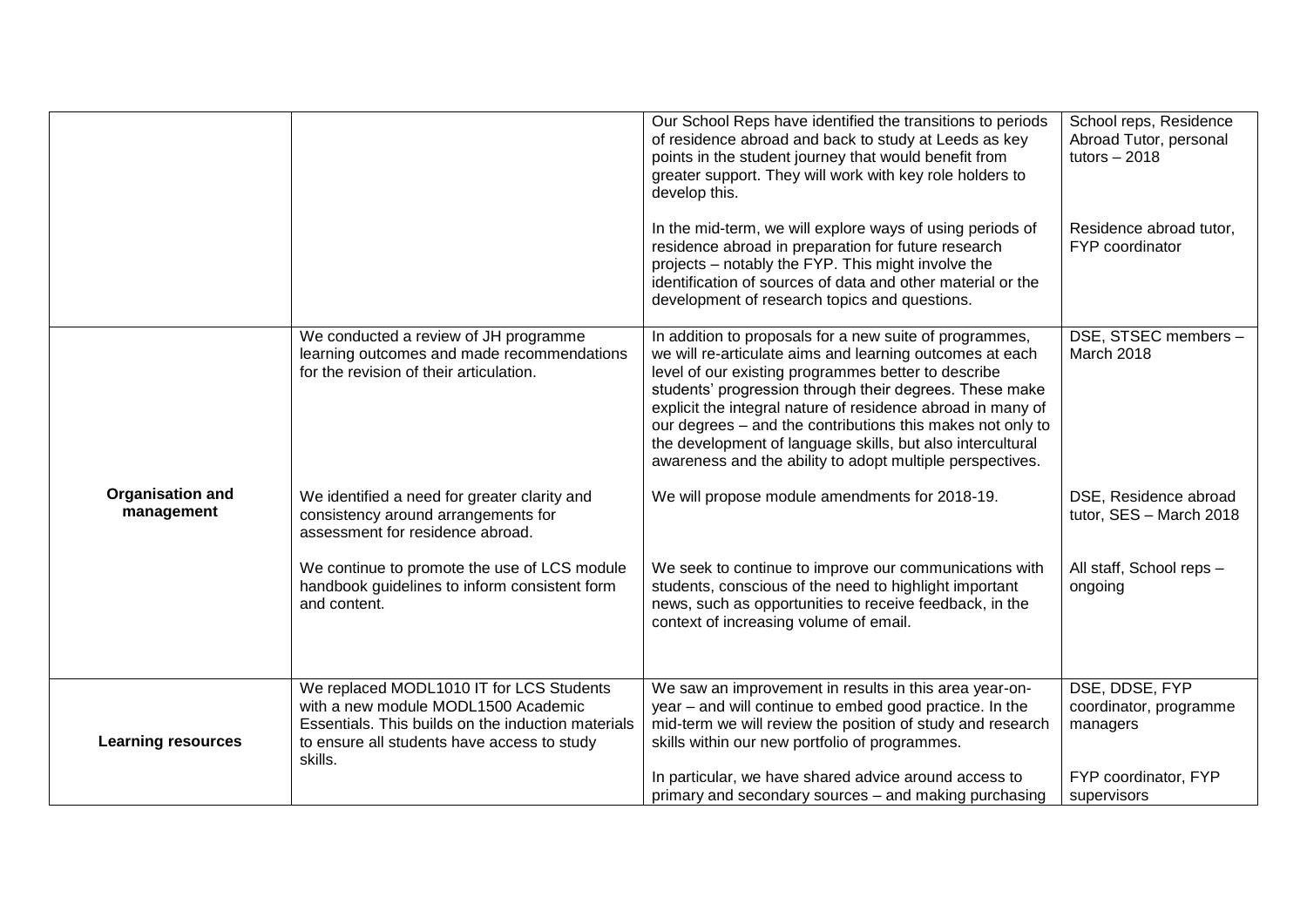| | | | |
|---|---|---|---|
| | | Our School Reps have identified the transitions to periods of residence abroad and back to study at Leeds as key points in the student journey that would benefit from greater support. They will work with key role holders to develop this. | School reps, Residence Abroad Tutor, personal tutors – 2018 |
| | | In the mid-term, we will explore ways of using periods of residence abroad in preparation for future research projects – notably the FYP. This might involve the identification of sources of data and other material or the development of research topics and questions. | Residence abroad tutor, FYP coordinator |
| **Organisation and management** | We conducted a review of JH programme learning outcomes and made recommendations for the revision of their articulation. | In addition to proposals for a new suite of programmes, we will re-articulate aims and learning outcomes at each level of our existing programmes better to describe students' progression through their degrees. These make explicit the integral nature of residence abroad in many of our degrees – and the contributions this makes not only to the development of language skills, but also intercultural awareness and the ability to adopt multiple perspectives. | DSE, STSEC members – March 2018 |
| | We identified a need for greater clarity and consistency around arrangements for assessment for residence abroad. | We will propose module amendments for 2018-19. | DSE, Residence abroad tutor, SES – March 2018 |
| | We continue to promote the use of LCS module handbook guidelines to inform consistent form and content. | We seek to continue to improve our communications with students, conscious of the need to highlight important news, such as opportunities to receive feedback, in the context of increasing volume of email. | All staff, School reps – ongoing |
| **Learning resources** | We replaced MODL1010 IT for LCS Students with a new module MODL1500 Academic Essentials. This builds on the induction materials to ensure all students have access to study skills. | We saw an improvement in results in this area year-on-year – and will continue to embed good practice. In the mid-term we will review the position of study and research skills within our new portfolio of programmes. | DSE, DDSE, FYP coordinator, programme managers |
| | | In particular, we have shared advice around access to primary and secondary sources – and making purchasing | FYP coordinator, FYP supervisors |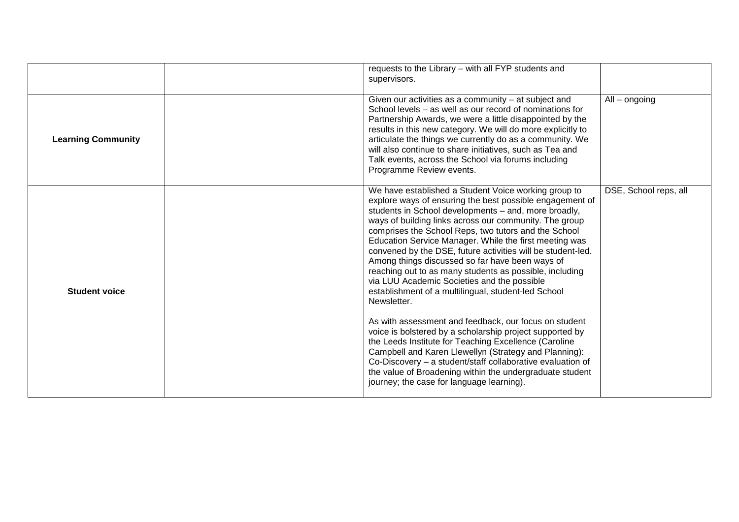| | | | |
|---|---|---|---|
| | | requests to the Library – with all FYP students and supervisors. | |
| **Learning Community** | | Given our activities as a community – at subject and School levels – as well as our record of nominations for Partnership Awards, we were a little disappointed by the results in this new category. We will do more explicitly to articulate the things we currently do as a community. We will also continue to share initiatives, such as Tea and Talk events, across the School via forums including Programme Review events. | All – ongoing |
| **Student voice** | | We have established a Student Voice working group to explore ways of ensuring the best possible engagement of students in School developments – and, more broadly, ways of building links across our community. The group comprises the School Reps, two tutors and the School Education Service Manager. While the first meeting was convened by the DSE, future activities will be student-led. Among things discussed so far have been ways of reaching out to as many students as possible, including via LUU Academic Societies and the possible establishment of a multilingual, student-led School Newsletter.<br><br>As with assessment and feedback, our focus on student voice is bolstered by a scholarship project supported by the Leeds Institute for Teaching Excellence (Caroline Campbell and Karen Llewellyn (Strategy and Planning): Co-Discovery – a student/staff collaborative evaluation of the value of Broadening within the undergraduate student journey; the case for language learning). | DSE, School reps, all |